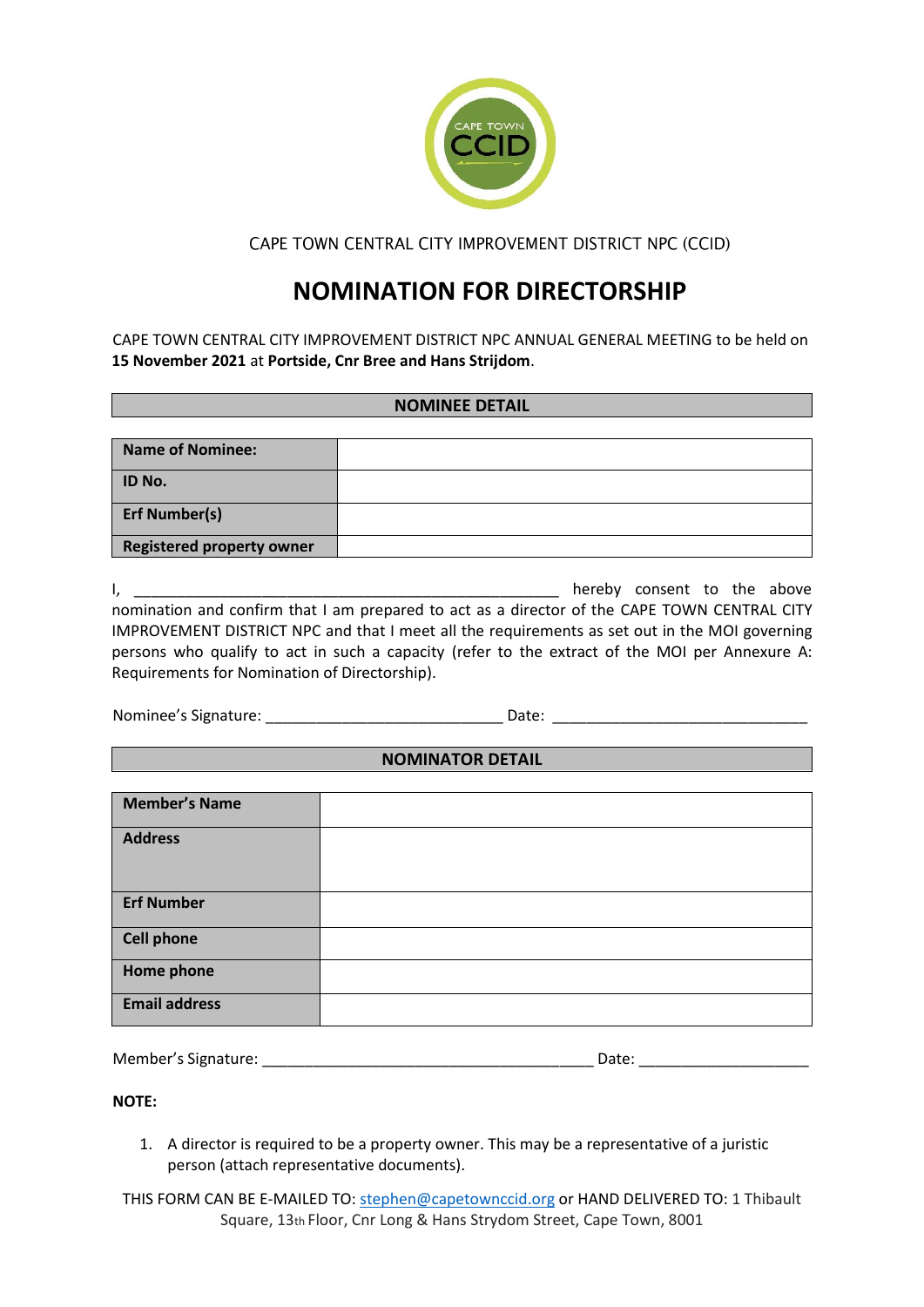CAPE TOWN CENTRAL CITY IMPROVEMENT DISTRICT NPC (CCID)

# NOMINATION FOR DIRECTORSHIP

CAPE TOWN CENTRAL CITY IMPROVEMENT DISTRICT NPC ANNUAL GENERAL MEETING to be held on **15 November 2021** at **Portside, Cnr Bree and Hans Strijdom**.

## NOMINEE DETAIL

| | |
|---|---|
| **Name of Nominee:** | |
| **ID No.** | |
| **Erf Number(s)** | |
| **Registered property owner** | |

I, ____________________________________________________ hereby consent to the above nomination and confirm that I am prepared to act as a director of the CAPE TOWN CENTRAL CITY IMPROVEMENT DISTRICT NPC and that I meet all the requirements as set out in the MOI governing persons who qualify to act in such a capacity (refer to the extract of the MOI per Annexure A: Requirements for Nomination of Directorship).

Nominee's Signature: ____________________________ Date: ______________________________

## NOMINATOR DETAIL

| | |
|---|---|
| **Member's Name** | |
| **Address** | |
| **Erf Number** | |
| **Cell phone** | |
| **Home phone** | |
| **Email address** | |

Member's Signature: _______________________________________ Date: ____________________

**NOTE:**

1. A director is required to be a property owner. This may be a representative of a juristic person (attach representative documents).

THIS FORM CAN BE E-MAILED TO: stephen@capetownccid.org or HAND DELIVERED TO: 1 Thibault Square, 13th Floor, Cnr Long & Hans Strydom Street, Cape Town, 8001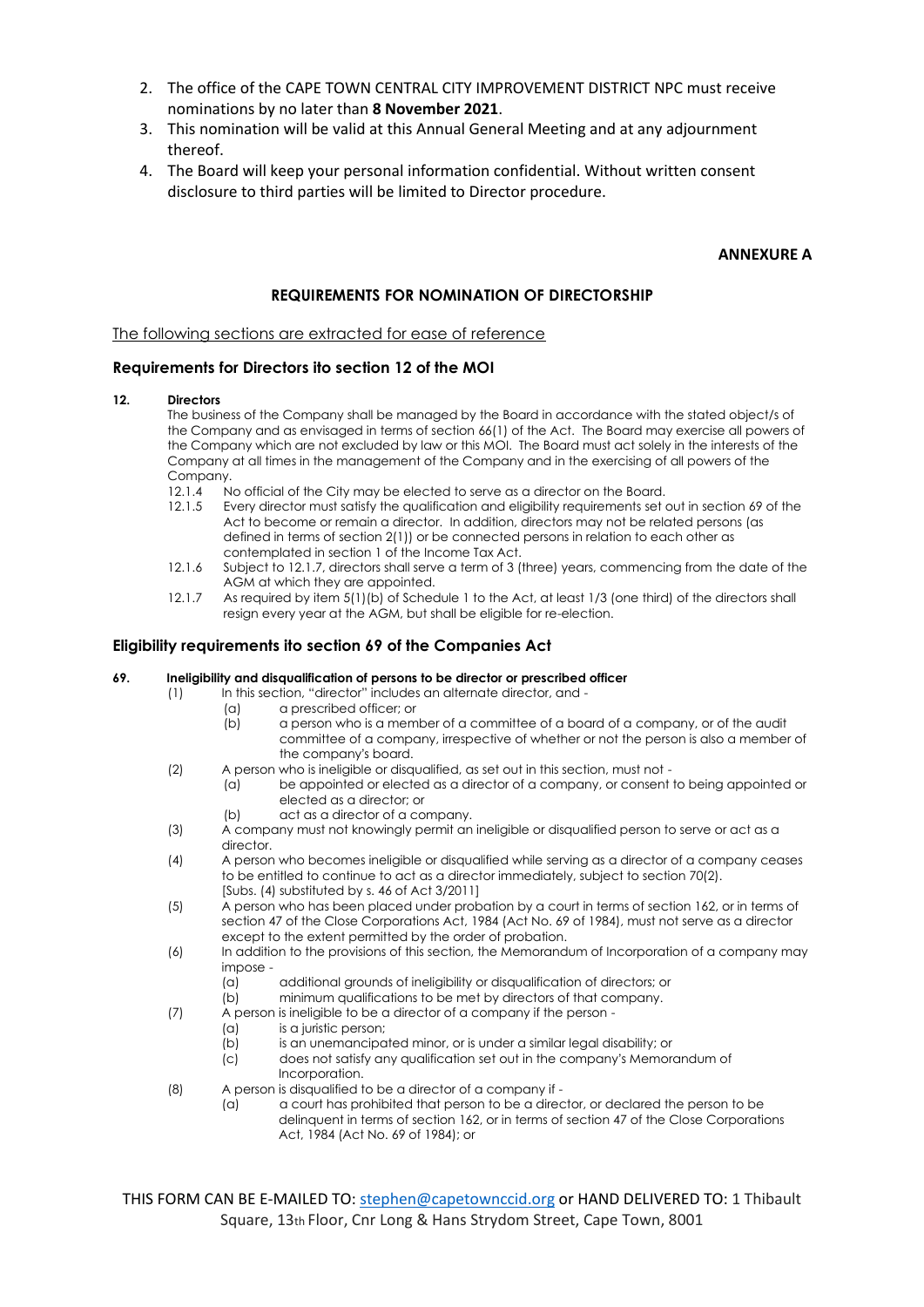2. The office of the CAPE TOWN CENTRAL CITY IMPROVEMENT DISTRICT NPC must receive nominations by no later than **8 November 2021**.
3. This nomination will be valid at this Annual General Meeting and at any adjournment thereof.
4. The Board will keep your personal information confidential. Without written consent disclosure to third parties will be limited to Director procedure.

**ANNEXURE A**

## REQUIREMENTS FOR NOMINATION OF DIRECTORSHIP

The following sections are extracted for ease of reference

### Requirements for Directors ito section 12 of the MOI

**12. Directors**

The business of the Company shall be managed by the Board in accordance with the stated object/s of the Company and as envisaged in terms of section 66(1) of the Act. The Board may exercise all powers of the Company which are not excluded by law or this MOI. The Board must act solely in the interests of the Company at all times in the management of the Company and in the exercising of all powers of the Company.

12.1.4 No official of the City may be elected to serve as a director on the Board.

12.1.5 Every director must satisfy the qualification and eligibility requirements set out in section 69 of the Act to become or remain a director. In addition, directors may not be related persons (as defined in terms of section 2(1)) or be connected persons in relation to each other as contemplated in section 1 of the Income Tax Act.

12.1.6 Subject to 12.1.7, directors shall serve a term of 3 (three) years, commencing from the date of the AGM at which they are appointed.

12.1.7 As required by item 5(1)(b) of Schedule 1 to the Act, at least 1/3 (one third) of the directors shall resign every year at the AGM, but shall be eligible for re-election.

### Eligibility requirements ito section 69 of the Companies Act

**69. Ineligibility and disqualification of persons to be director or prescribed officer**

(1) In this section, "director" includes an alternate director, and -
  (a) a prescribed officer; or
  (b) a person who is a member of a committee of a board of a company, or of the audit committee of a company, irrespective of whether or not the person is also a member of the company's board.

(2) A person who is ineligible or disqualified, as set out in this section, must not -
  (a) be appointed or elected as a director of a company, or consent to being appointed or elected as a director; or
  (b) act as a director of a company.

(3) A company must not knowingly permit an ineligible or disqualified person to serve or act as a director.

(4) A person who becomes ineligible or disqualified while serving as a director of a company ceases to be entitled to continue to act as a director immediately, subject to section 70(2).
[Subs. (4) substituted by s. 46 of Act 3/2011]

(5) A person who has been placed under probation by a court in terms of section 162, or in terms of section 47 of the Close Corporations Act, 1984 (Act No. 69 of 1984), must not serve as a director except to the extent permitted by the order of probation.

(6) In addition to the provisions of this section, the Memorandum of Incorporation of a company may impose -
  (a) additional grounds of ineligibility or disqualification of directors; or
  (b) minimum qualifications to be met by directors of that company.

(7) A person is ineligible to be a director of a company if the person -
  (a) is a juristic person;
  (b) is an unemancipated minor, or is under a similar legal disability; or
  (c) does not satisfy any qualification set out in the company's Memorandum of Incorporation.

(8) A person is disqualified to be a director of a company if -
  (a) a court has prohibited that person to be a director, or declared the person to be delinquent in terms of section 162, or in terms of section 47 of the Close Corporations Act, 1984 (Act No. 69 of 1984); or

THIS FORM CAN BE E-MAILED TO: stephen@capetowncid.org or HAND DELIVERED TO: 1 Thibault Square, 13th Floor, Cnr Long & Hans Strydom Street, Cape Town, 8001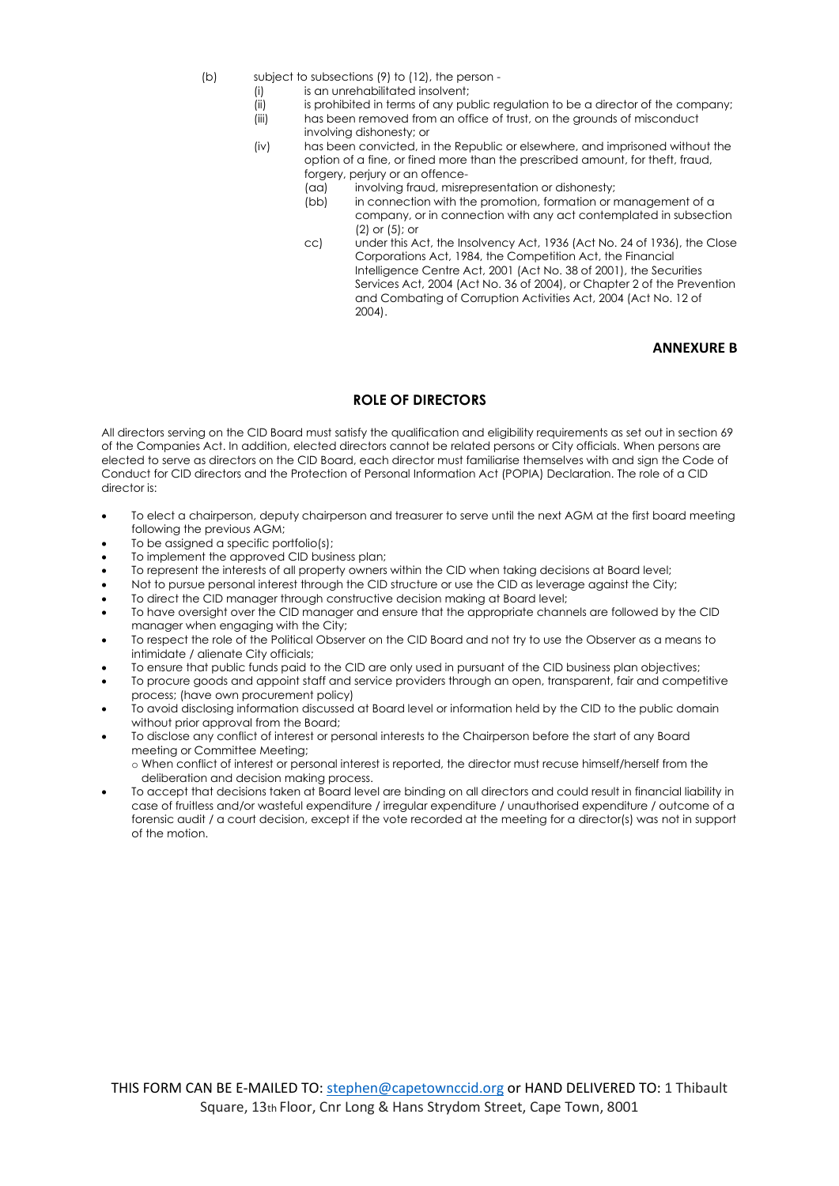(b) subject to subsections (9) to (12), the person -

(i) is an unrehabilitated insolvent;

(ii) is prohibited in terms of any public regulation to be a director of the company;

(iii) has been removed from an office of trust, on the grounds of misconduct involving dishonesty; or

(iv) has been convicted, in the Republic or elsewhere, and imprisoned without the option of a fine, or fined more than the prescribed amount, for theft, fraud, forgery, perjury or an offence-

(aa) involving fraud, misrepresentation or dishonesty;

(bb) in connection with the promotion, formation or management of a company, or in connection with any act contemplated in subsection (2) or (5); or

cc) under this Act, the Insolvency Act, 1936 (Act No. 24 of 1936), the Close Corporations Act, 1984, the Competition Act, the Financial Intelligence Centre Act, 2001 (Act No. 38 of 2001), the Securities Services Act, 2004 (Act No. 36 of 2004), or Chapter 2 of the Prevention and Combating of Corruption Activities Act, 2004 (Act No. 12 of 2004).

**ANNEXURE B**

## ROLE OF DIRECTORS

All directors serving on the CID Board must satisfy the qualification and eligibility requirements as set out in section 69 of the Companies Act. In addition, elected directors cannot be related persons or City officials. When persons are elected to serve as directors on the CID Board, each director must familiarise themselves with and sign the Code of Conduct for CID directors and the Protection of Personal Information Act (POPIA) Declaration. The role of a CID director is:

- To elect a chairperson, deputy chairperson and treasurer to serve until the next AGM at the first board meeting following the previous AGM;
- To be assigned a specific portfolio(s);
- To implement the approved CID business plan;
- To represent the interests of all property owners within the CID when taking decisions at Board level;
- Not to pursue personal interest through the CID structure or use the CID as leverage against the City;
- To direct the CID manager through constructive decision making at Board level;
- To have oversight over the CID manager and ensure that the appropriate channels are followed by the CID manager when engaging with the City;
- To respect the role of the Political Observer on the CID Board and not try to use the Observer as a means to intimidate / alienate City officials;
- To ensure that public funds paid to the CID are only used in pursuant of the CID business plan objectives;
- To procure goods and appoint staff and service providers through an open, transparent, fair and competitive process; (have own procurement policy)
- To avoid disclosing information discussed at Board level or information held by the CID to the public domain without prior approval from the Board;
- To disclose any conflict of interest or personal interests to the Chairperson before the start of any Board meeting or Committee Meeting;
  - When conflict of interest or personal interest is reported, the director must recuse himself/herself from the deliberation and decision making process.
- To accept that decisions taken at Board level are binding on all directors and could result in financial liability in case of fruitless and/or wasteful expenditure / irregular expenditure / unauthorised expenditure / outcome of a forensic audit / a court decision, except if the vote recorded at the meeting for a director(s) was not in support of the motion.

THIS FORM CAN BE E-MAILED TO: stephen@capetownccid.org or HAND DELIVERED TO: 1 Thibault Square, 13th Floor, Cnr Long & Hans Strydom Street, Cape Town, 8001